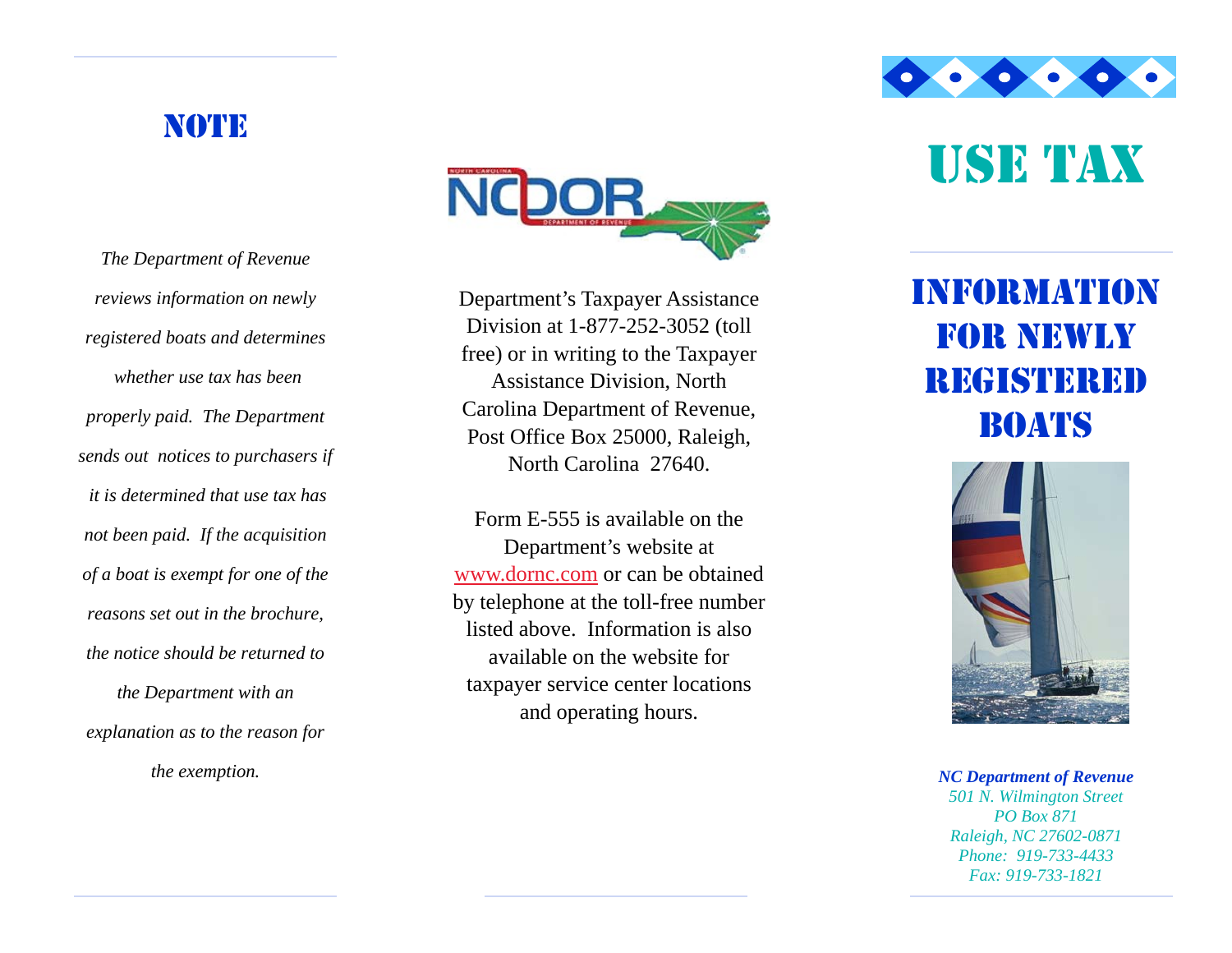## NOTE

*The Department of Revenue reviews information on newly registered boats and determines whether use tax has been properly paid. The Department sends out notices to purchasers if it is determined that use tax has not been paid. If the acquisition of a boat is exempt for one of the reasons set out in the brochure, the notice should be returned to the Department with an explanation as to the reason for the exemption.*

Department's Taxpayer Assistance Division at 1-877-252-3052 (toll free) or in writing to the Taxpayer Assistance Division, North Carolina Department of Revenue, Post Office Box 25000, Raleigh, North Carolina 27640.

Form E-555 is available on the Department's website at www.dornc.com or can be obtained by telephone at the toll-free number listed above. Information is also available on the website for taxpayer service center locations and operating hours.

# USE TAX

## INFORMATION FOR NEWLY REGISTERED BOATS

***NC Department of Revenue***
*501 N. Wilmington Street*
*PO Box 871*
*Raleigh, NC 27602-0871*
*Phone: 919-733-4433*
*Fax: 919-733-1821*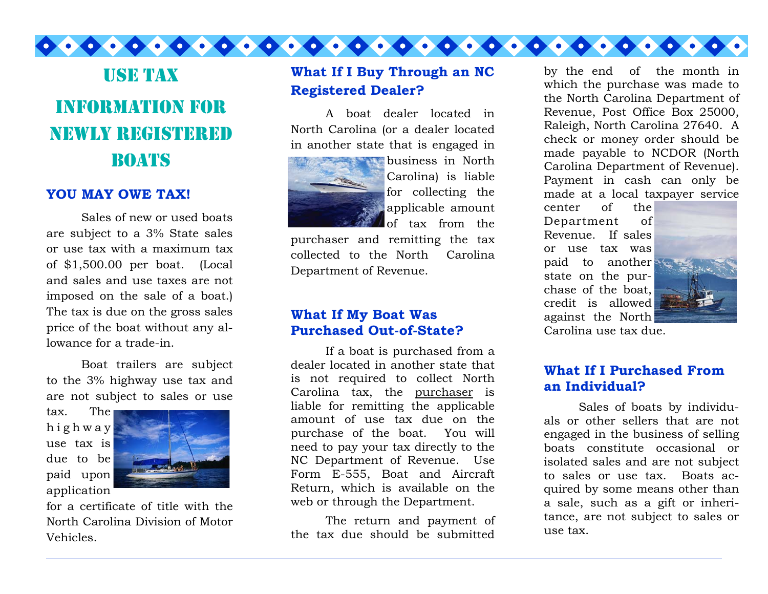# USE TAX INFORMATION FOR NEWLY REGISTERED BOATS

## YOU MAY OWE TAX!

Sales of new or used boats are subject to a 3% State sales or use tax with a maximum tax of $1,500.00 per boat. (Local and sales and use taxes are not imposed on the sale of a boat.) The tax is due on the gross sales price of the boat without any allowance for a trade-in.

Boat trailers are subject to the 3% highway use tax and are not subject to sales or use tax. The highway use tax is due to be paid upon application for a certificate of title with the North Carolina Division of Motor Vehicles.

## What If I Buy Through an NC Registered Dealer?

A boat dealer located in North Carolina (or a dealer located in another state that is engaged in business in North Carolina) is liable for collecting the applicable amount of tax from the purchaser and remitting the tax collected to the North Carolina Department of Revenue.

## What If My Boat Was Purchased Out-of-State?

If a boat is purchased from a dealer located in another state that is not required to collect North Carolina tax, the purchaser is liable for remitting the applicable amount of use tax due on the purchase of the boat. You will need to pay your tax directly to the NC Department of Revenue. Use Form E-555, Boat and Aircraft Return, which is available on the web or through the Department.

The return and payment of the tax due should be submitted by the end of the month in which the purchase was made to the North Carolina Department of Revenue, Post Office Box 25000, Raleigh, North Carolina 27640. A check or money order should be made payable to NCDOR (North Carolina Department of Revenue). Payment in cash can only be made at a local taxpayer service center of the Department of Revenue. If sales or use tax was paid to another state on the purchase of the boat, credit is allowed against the North Carolina use tax due.

## What If I Purchased From an Individual?

Sales of boats by individuals or other sellers that are not engaged in the business of selling boats constitute occasional or isolated sales and are not subject to sales or use tax. Boats acquired by some means other than a sale, such as a gift or inheritance, are not subject to sales or use tax.